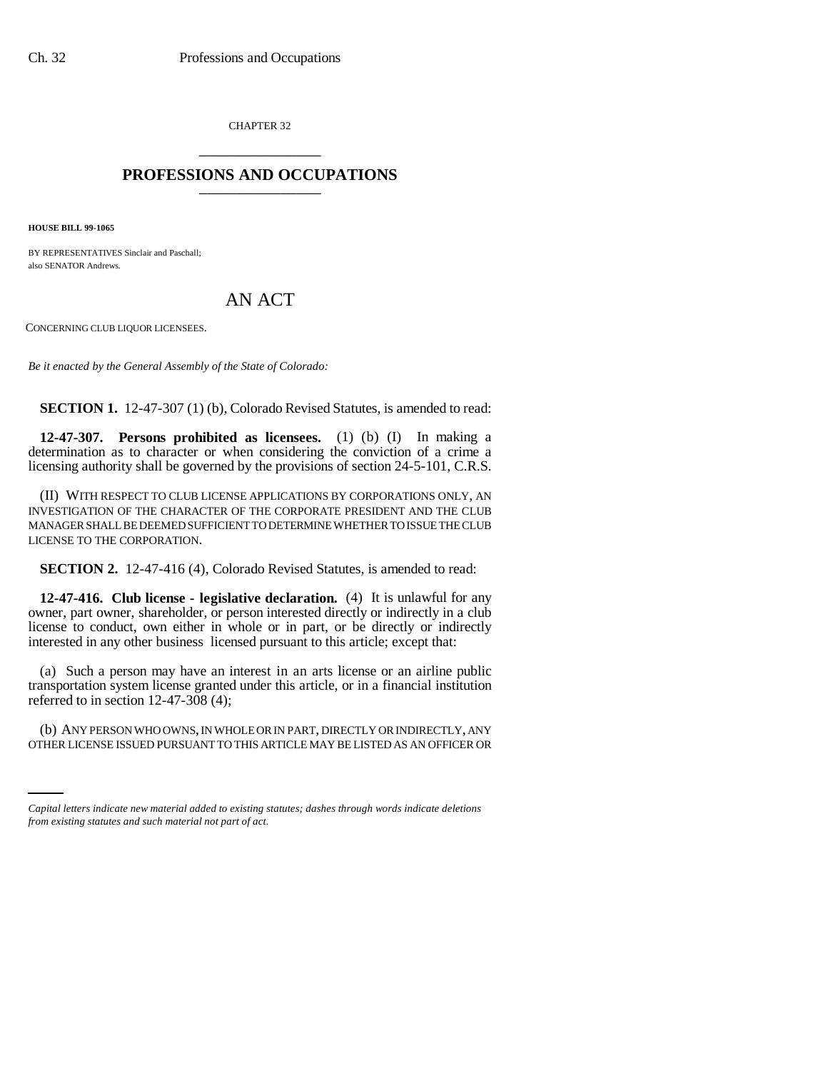CHAPTER 32

# PROFESSIONS AND OCCUPATIONS

**HOUSE BILL 99-1065**

BY REPRESENTATIVES Sinclair and Paschall;
also SENATOR Andrews.

## AN ACT

CONCERNING CLUB LIQUOR LICENSEES.

*Be it enacted by the General Assembly of the State of Colorado:*

**SECTION 1.** 12-47-307 (1) (b), Colorado Revised Statutes, is amended to read:

**12-47-307. Persons prohibited as licensees.** (1) (b) (I) In making a determination as to character or when considering the conviction of a crime a licensing authority shall be governed by the provisions of section 24-5-101, C.R.S.

(II) WITH RESPECT TO CLUB LICENSE APPLICATIONS BY CORPORATIONS ONLY, AN INVESTIGATION OF THE CHARACTER OF THE CORPORATE PRESIDENT AND THE CLUB MANAGER SHALL BE DEEMED SUFFICIENT TO DETERMINE WHETHER TO ISSUE THE CLUB LICENSE TO THE CORPORATION.

**SECTION 2.** 12-47-416 (4), Colorado Revised Statutes, is amended to read:

**12-47-416. Club license - legislative declaration.** (4) It is unlawful for any owner, part owner, shareholder, or person interested directly or indirectly in a club license to conduct, own either in whole or in part, or be directly or indirectly interested in any other business licensed pursuant to this article; except that:

(a) Such a person may have an interest in an arts license or an airline public transportation system license granted under this article, or in a financial institution referred to in section 12-47-308 (4);

(b) ANY PERSON WHO OWNS, IN WHOLE OR IN PART, DIRECTLY OR INDIRECTLY, ANY OTHER LICENSE ISSUED PURSUANT TO THIS ARTICLE MAY BE LISTED AS AN OFFICER OR

*Capital letters indicate new material added to existing statutes; dashes through words indicate deletions from existing statutes and such material not part of act.*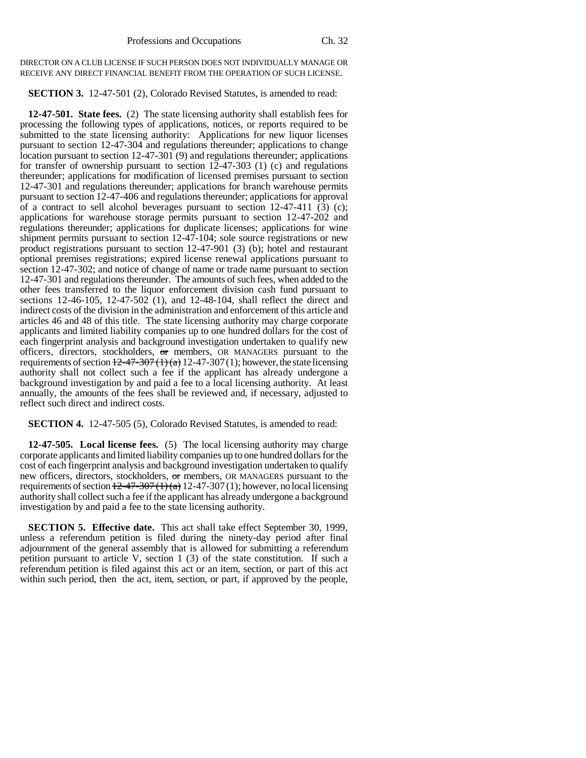DIRECTOR ON A CLUB LICENSE IF SUCH PERSON DOES NOT INDIVIDUALLY MANAGE OR RECEIVE ANY DIRECT FINANCIAL BENEFIT FROM THE OPERATION OF SUCH LICENSE.

**SECTION 3.** 12-47-501 (2), Colorado Revised Statutes, is amended to read:

**12-47-501. State fees.** (2) The state licensing authority shall establish fees for processing the following types of applications, notices, or reports required to be submitted to the state licensing authority: Applications for new liquor licenses pursuant to section 12-47-304 and regulations thereunder; applications to change location pursuant to section 12-47-301 (9) and regulations thereunder; applications for transfer of ownership pursuant to section 12-47-303 (1) (c) and regulations thereunder; applications for modification of licensed premises pursuant to section 12-47-301 and regulations thereunder; applications for branch warehouse permits pursuant to section 12-47-406 and regulations thereunder; applications for approval of a contract to sell alcohol beverages pursuant to section 12-47-411 (3) (c); applications for warehouse storage permits pursuant to section 12-47-202 and regulations thereunder; applications for duplicate licenses; applications for wine shipment permits pursuant to section 12-47-104; sole source registrations or new product registrations pursuant to section 12-47-901 (3) (b); hotel and restaurant optional premises registrations; expired license renewal applications pursuant to section 12-47-302; and notice of change of name or trade name pursuant to section 12-47-301 and regulations thereunder. The amounts of such fees, when added to the other fees transferred to the liquor enforcement division cash fund pursuant to sections 12-46-105, 12-47-502 (1), and 12-48-104, shall reflect the direct and indirect costs of the division in the administration and enforcement of this article and articles 46 and 48 of this title. The state licensing authority may charge corporate applicants and limited liability companies up to one hundred dollars for the cost of each fingerprint analysis and background investigation undertaken to qualify new officers, directors, stockholders, ~~or~~ members, OR MANAGERS pursuant to the requirements of section ~~12-47-307 (1) (a)~~ 12-47-307 (1); however, the state licensing authority shall not collect such a fee if the applicant has already undergone a background investigation by and paid a fee to a local licensing authority. At least annually, the amounts of the fees shall be reviewed and, if necessary, adjusted to reflect such direct and indirect costs.

**SECTION 4.** 12-47-505 (5), Colorado Revised Statutes, is amended to read:

**12-47-505. Local license fees.** (5) The local licensing authority may charge corporate applicants and limited liability companies up to one hundred dollars for the cost of each fingerprint analysis and background investigation undertaken to qualify new officers, directors, stockholders, ~~or~~ members, OR MANAGERS pursuant to the requirements of section ~~12-47-307 (1) (a)~~ 12-47-307 (1); however, no local licensing authority shall collect such a fee if the applicant has already undergone a background investigation by and paid a fee to the state licensing authority.

**SECTION 5. Effective date.** This act shall take effect September 30, 1999, unless a referendum petition is filed during the ninety-day period after final adjournment of the general assembly that is allowed for submitting a referendum petition pursuant to article V, section 1 (3) of the state constitution. If such a referendum petition is filed against this act or an item, section, or part of this act within such period, then the act, item, section, or part, if approved by the people,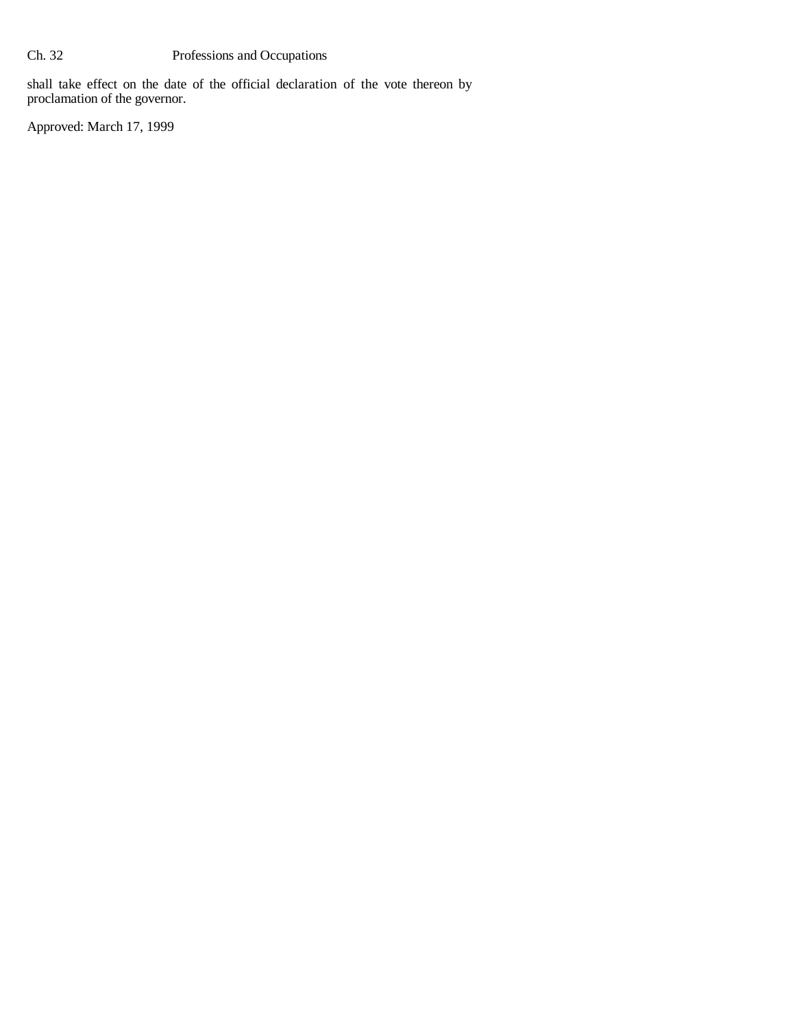shall take effect on the date of the official declaration of the vote thereon by proclamation of the governor.

Approved: March 17, 1999